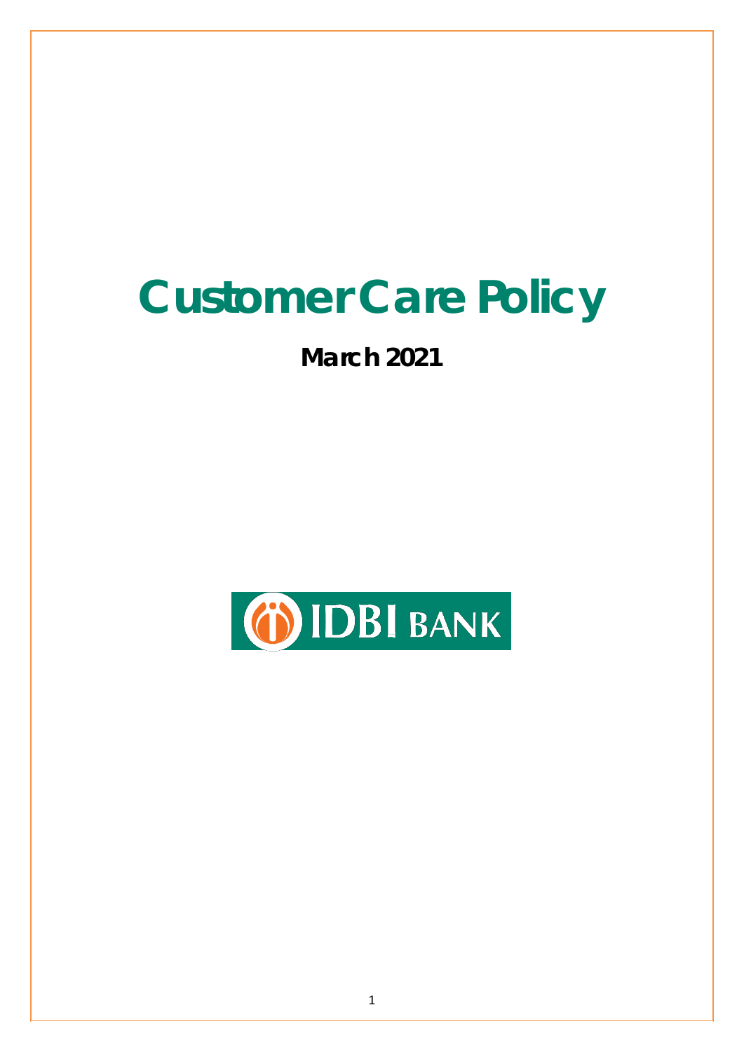# Customer Care Policy

**March 2021**

IDBI BANK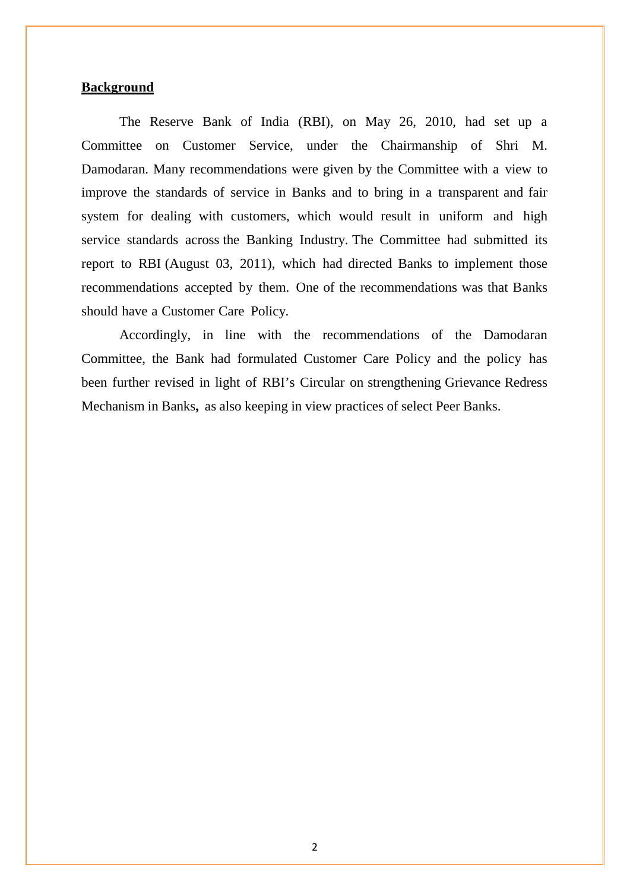## Background

The Reserve Bank of India (RBI), on May 26, 2010, had set up a Committee on Customer Service, under the Chairmanship of Shri M. Damodaran. Many recommendations were given by the Committee with a view to improve the standards of service in Banks and to bring in a transparent and fair system for dealing with customers, which would result in uniform and high service standards across the Banking Industry. The Committee had submitted its report to RBI (August 03, 2011), which had directed Banks to implement those recommendations accepted by them. One of the recommendations was that Banks should have a Customer Care Policy.

Accordingly, in line with the recommendations of the Damodaran Committee, the Bank had formulated Customer Care Policy and the policy has been further revised in light of RBI's Circular on strengthening Grievance Redress Mechanism in Banks**,** as also keeping in view practices of select Peer Banks.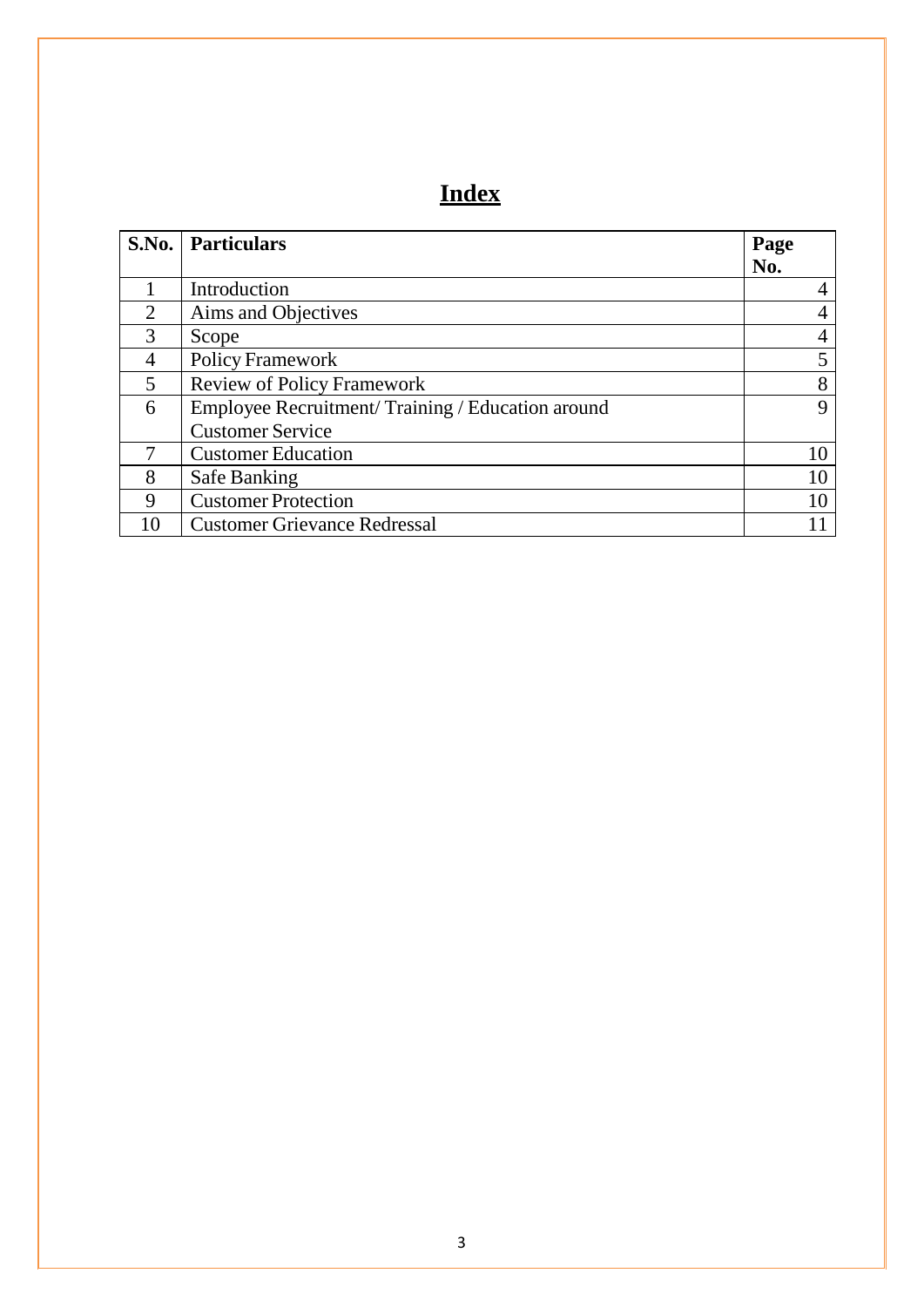# Index

| S.No. | Particulars | Page No. |
|---|---|---|
| 1 | Introduction | 4 |
| 2 | Aims and Objectives | 4 |
| 3 | Scope | 4 |
| 4 | Policy Framework | 5 |
| 5 | Review of Policy Framework | 8 |
| 6 | Employee Recruitment/ Training / Education around Customer Service | 9 |
| 7 | Customer Education | 10 |
| 8 | Safe Banking | 10 |
| 9 | Customer Protection | 10 |
| 10 | Customer Grievance Redressal | 11 |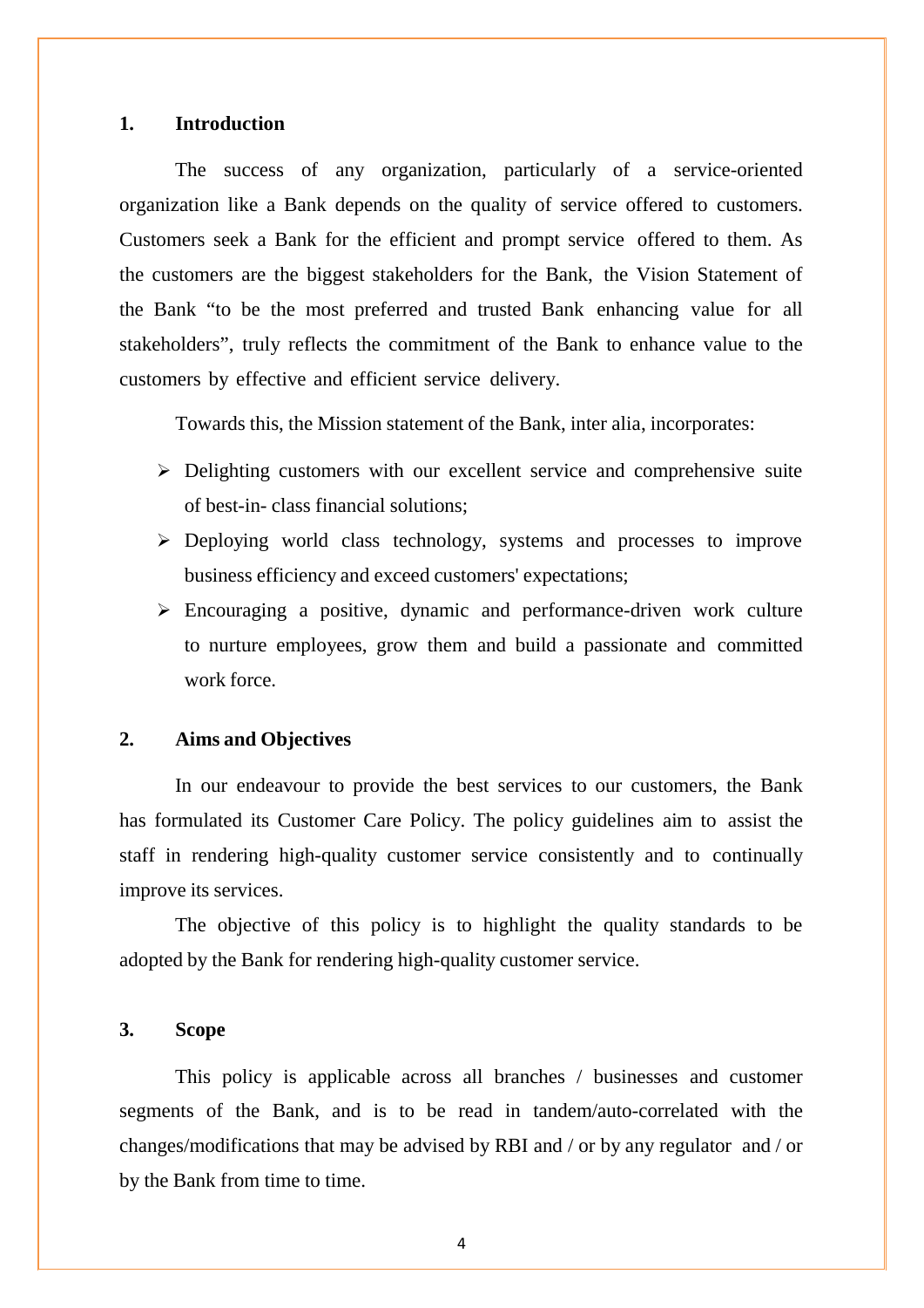## 1. Introduction

The success of any organization, particularly of a service-oriented organization like a Bank depends on the quality of service offered to customers. Customers seek a Bank for the efficient and prompt service offered to them. As the customers are the biggest stakeholders for the Bank, the Vision Statement of the Bank "to be the most preferred and trusted Bank enhancing value for all stakeholders", truly reflects the commitment of the Bank to enhance value to the customers by effective and efficient service delivery.

Towards this, the Mission statement of the Bank, inter alia, incorporates:

- Delighting customers with our excellent service and comprehensive suite of best-in- class financial solutions;
- Deploying world class technology, systems and processes to improve business efficiency and exceed customers' expectations;
- Encouraging a positive, dynamic and performance-driven work culture to nurture employees, grow them and build a passionate and committed work force.

## 2. Aims and Objectives

In our endeavour to provide the best services to our customers, the Bank has formulated its Customer Care Policy. The policy guidelines aim to assist the staff in rendering high-quality customer service consistently and to continually improve its services.

The objective of this policy is to highlight the quality standards to be adopted by the Bank for rendering high-quality customer service.

## 3. Scope

This policy is applicable across all branches / businesses and customer segments of the Bank, and is to be read in tandem/auto-correlated with the changes/modifications that may be advised by RBI and / or by any regulator and / or by the Bank from time to time.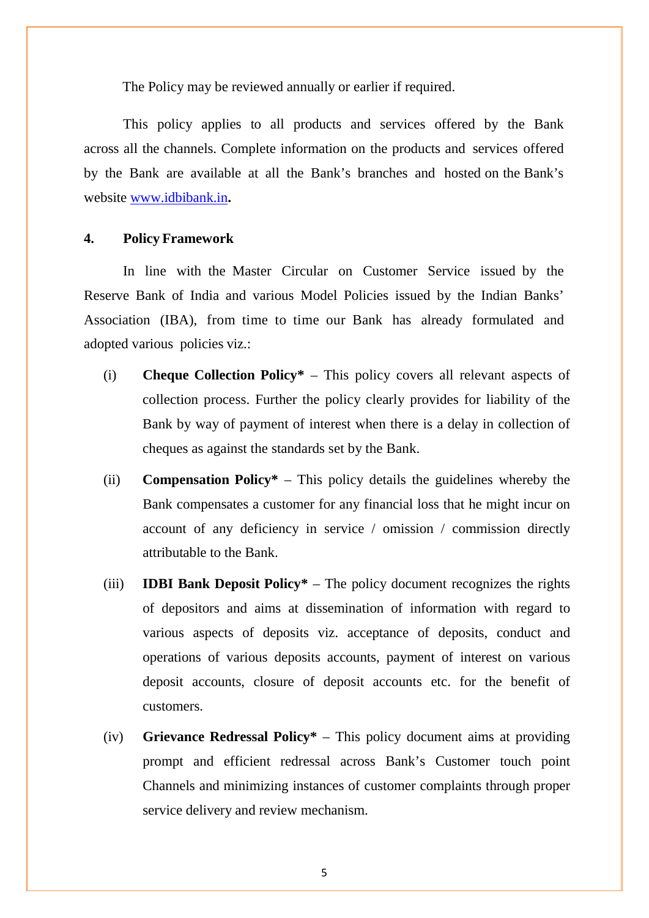The Policy may be reviewed annually or earlier if required.

This policy applies to all products and services offered by the Bank across all the channels. Complete information on the products and services offered by the Bank are available at all the Bank's branches and hosted on the Bank's website [www.idbibank.in](http://www.idbibank.in)**.**

## 4. Policy Framework

In line with the Master Circular on Customer Service issued by the Reserve Bank of India and various Model Policies issued by the Indian Banks' Association (IBA), from time to time our Bank has already formulated and adopted various policies viz.:

(i) **Cheque Collection Policy*** – This policy covers all relevant aspects of collection process. Further the policy clearly provides for liability of the Bank by way of payment of interest when there is a delay in collection of cheques as against the standards set by the Bank.

(ii) **Compensation Policy*** – This policy details the guidelines whereby the Bank compensates a customer for any financial loss that he might incur on account of any deficiency in service / omission / commission directly attributable to the Bank.

(iii) **IDBI Bank Deposit Policy*** – The policy document recognizes the rights of depositors and aims at dissemination of information with regard to various aspects of deposits viz. acceptance of deposits, conduct and operations of various deposits accounts, payment of interest on various deposit accounts, closure of deposit accounts etc. for the benefit of customers.

(iv) **Grievance Redressal Policy*** – This policy document aims at providing prompt and efficient redressal across Bank's Customer touch point Channels and minimizing instances of customer complaints through proper service delivery and review mechanism.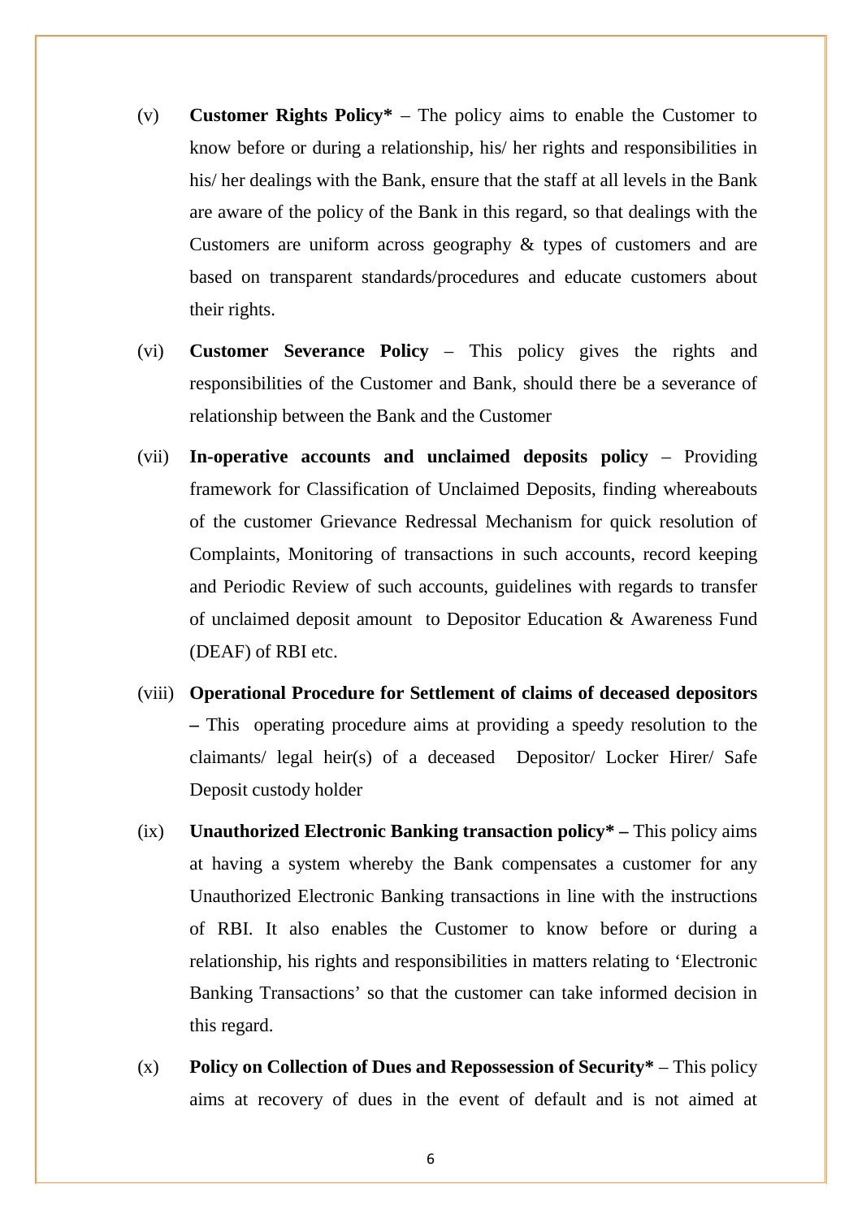(v) **Customer Rights Policy*** – The policy aims to enable the Customer to know before or during a relationship, his/ her rights and responsibilities in his/ her dealings with the Bank, ensure that the staff at all levels in the Bank are aware of the policy of the Bank in this regard, so that dealings with the Customers are uniform across geography & types of customers and are based on transparent standards/procedures and educate customers about their rights.

(vi) **Customer Severance Policy** – This policy gives the rights and responsibilities of the Customer and Bank, should there be a severance of relationship between the Bank and the Customer

(vii) **In-operative accounts and unclaimed deposits policy** – Providing framework for Classification of Unclaimed Deposits, finding whereabouts of the customer Grievance Redressal Mechanism for quick resolution of Complaints, Monitoring of transactions in such accounts, record keeping and Periodic Review of such accounts, guidelines with regards to transfer of unclaimed deposit amount to Depositor Education & Awareness Fund (DEAF) of RBI etc.

(viii) **Operational Procedure for Settlement of claims of deceased depositors –** This operating procedure aims at providing a speedy resolution to the claimants/ legal heir(s) of a deceased Depositor/ Locker Hirer/ Safe Deposit custody holder

(ix) **Unauthorized Electronic Banking transaction policy* –** This policy aims at having a system whereby the Bank compensates a customer for any Unauthorized Electronic Banking transactions in line with the instructions of RBI. It also enables the Customer to know before or during a relationship, his rights and responsibilities in matters relating to 'Electronic Banking Transactions' so that the customer can take informed decision in this regard.

(x) **Policy on Collection of Dues and Repossession of Security*** – This policy aims at recovery of dues in the event of default and is not aimed at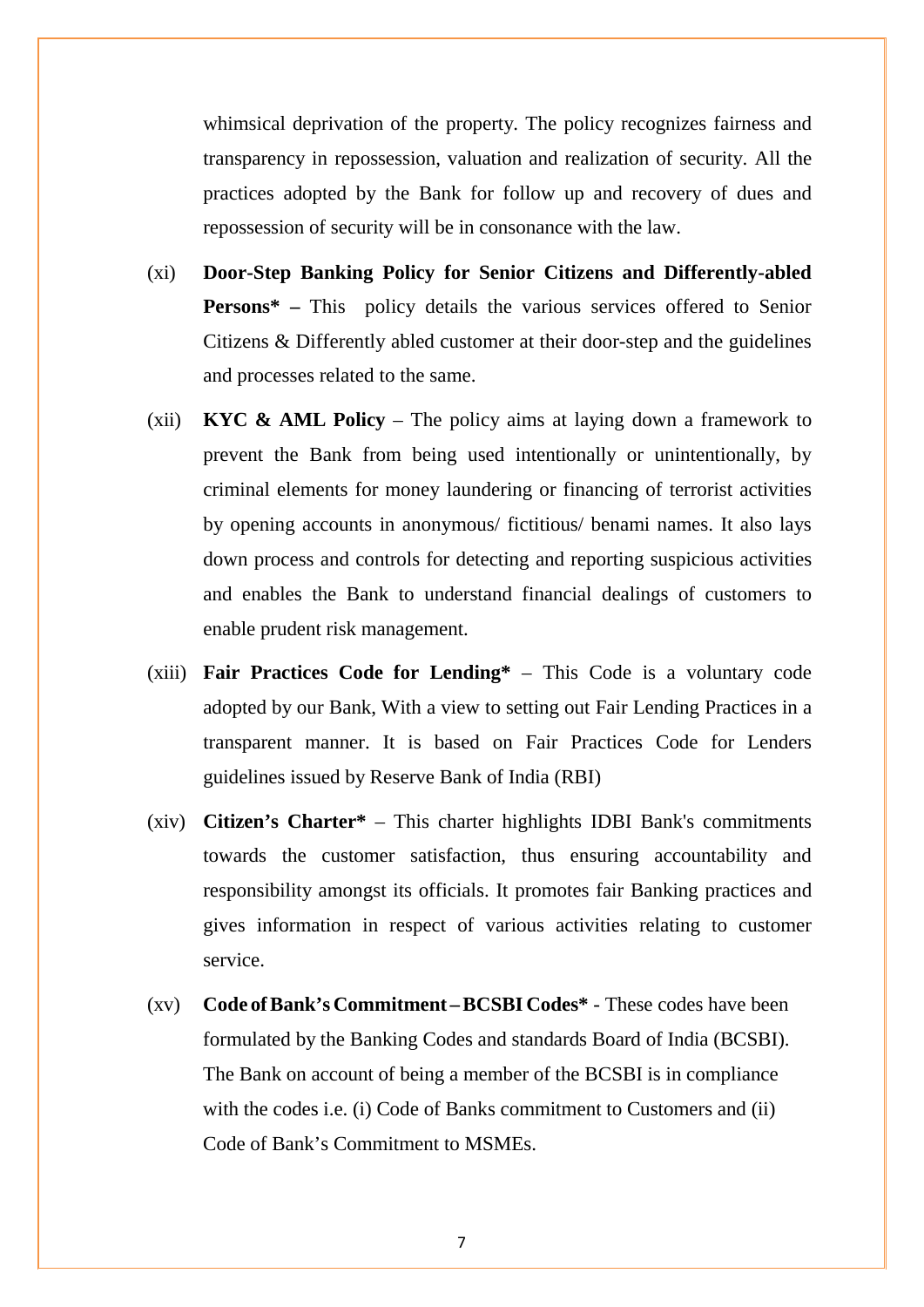whimsical deprivation of the property. The policy recognizes fairness and transparency in repossession, valuation and realization of security. All the practices adopted by the Bank for follow up and recovery of dues and repossession of security will be in consonance with the law.

(xi) **Door-Step Banking Policy for Senior Citizens and Differently-abled Persons* –** This policy details the various services offered to Senior Citizens & Differently abled customer at their door-step and the guidelines and processes related to the same.

(xii) **KYC & AML Policy** – The policy aims at laying down a framework to prevent the Bank from being used intentionally or unintentionally, by criminal elements for money laundering or financing of terrorist activities by opening accounts in anonymous/ fictitious/ benami names. It also lays down process and controls for detecting and reporting suspicious activities and enables the Bank to understand financial dealings of customers to enable prudent risk management.

(xiii) **Fair Practices Code for Lending*** – This Code is a voluntary code adopted by our Bank, With a view to setting out Fair Lending Practices in a transparent manner. It is based on Fair Practices Code for Lenders guidelines issued by Reserve Bank of India (RBI)

(xiv) **Citizen's Charter*** – This charter highlights IDBI Bank's commitments towards the customer satisfaction, thus ensuring accountability and responsibility amongst its officials. It promotes fair Banking practices and gives information in respect of various activities relating to customer service.

(xv) **Code of Bank's Commitment – BCSBI Codes*** - These codes have been formulated by the Banking Codes and standards Board of India (BCSBI). The Bank on account of being a member of the BCSBI is in compliance with the codes i.e. (i) Code of Banks commitment to Customers and (ii) Code of Bank's Commitment to MSMEs.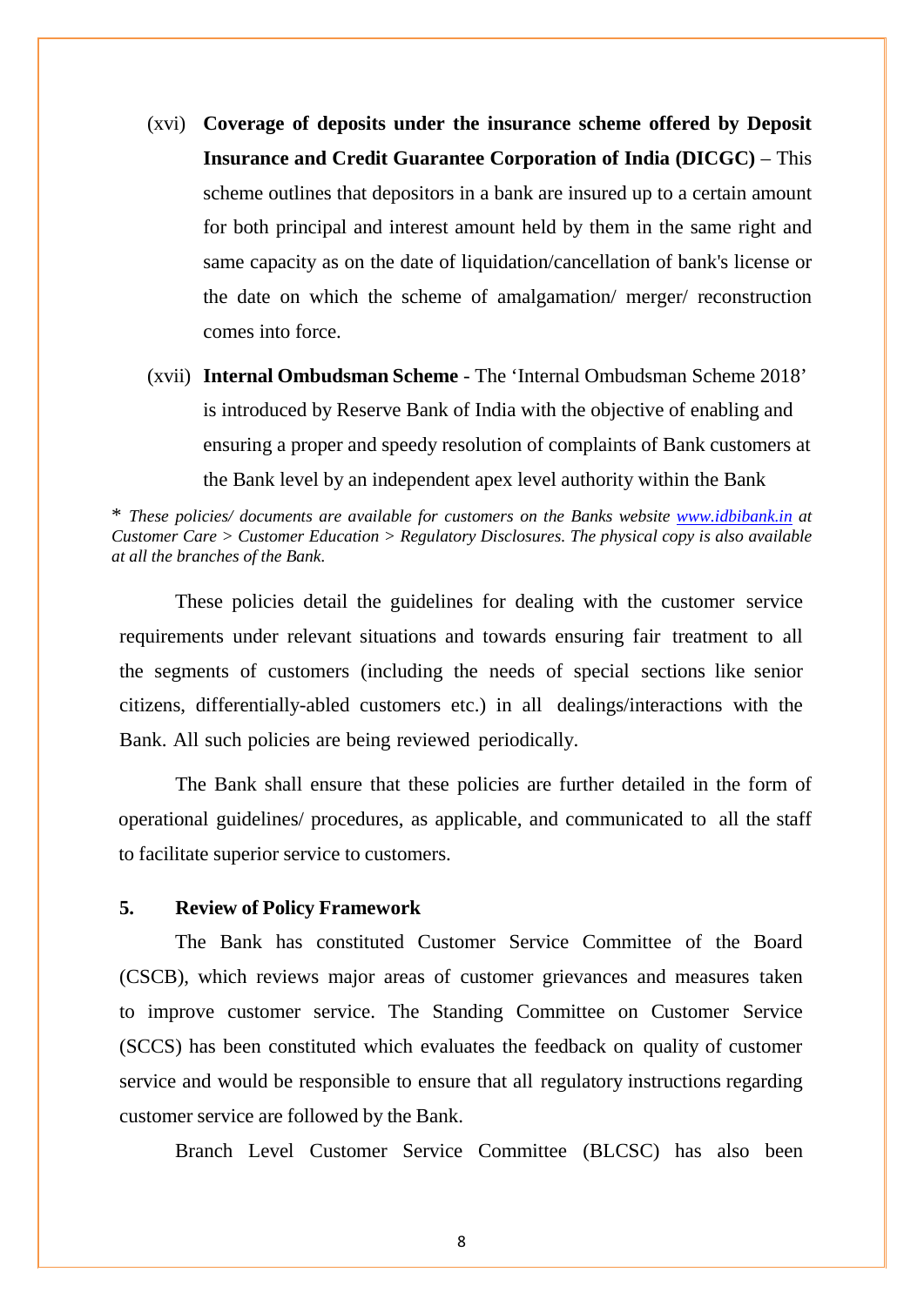(xvi) **Coverage of deposits under the insurance scheme offered by Deposit Insurance and Credit Guarantee Corporation of India (DICGC)** – This scheme outlines that depositors in a bank are insured up to a certain amount for both principal and interest amount held by them in the same right and same capacity as on the date of liquidation/cancellation of bank's license or the date on which the scheme of amalgamation/ merger/ reconstruction comes into force.

(xvii) **Internal Ombudsman Scheme** - The 'Internal Ombudsman Scheme 2018' is introduced by Reserve Bank of India with the objective of enabling and ensuring a proper and speedy resolution of complaints of Bank customers at the Bank level by an independent apex level authority within the Bank

\* *These policies/ documents are available for customers on the Banks website [www.idbibank.in](http://www.idbibank.in) at Customer Care > Customer Education > Regulatory Disclosures. The physical copy is also available at all the branches of the Bank.*

These policies detail the guidelines for dealing with the customer service requirements under relevant situations and towards ensuring fair treatment to all the segments of customers (including the needs of special sections like senior citizens, differentially-abled customers etc.) in all dealings/interactions with the Bank. All such policies are being reviewed periodically.

The Bank shall ensure that these policies are further detailed in the form of operational guidelines/ procedures, as applicable, and communicated to all the staff to facilitate superior service to customers.

## 5. Review of Policy Framework

The Bank has constituted Customer Service Committee of the Board (CSCB), which reviews major areas of customer grievances and measures taken to improve customer service. The Standing Committee on Customer Service (SCCS) has been constituted which evaluates the feedback on quality of customer service and would be responsible to ensure that all regulatory instructions regarding customer service are followed by the Bank.

Branch Level Customer Service Committee (BLCSC) has also been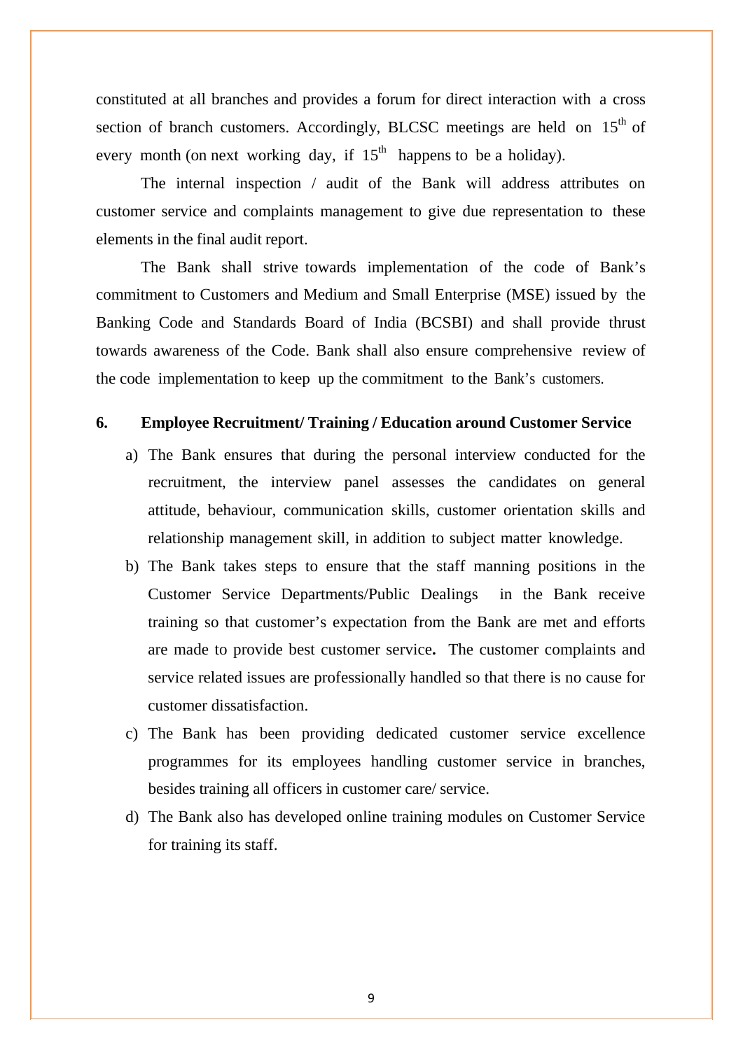constituted at all branches and provides a forum for direct interaction with a cross section of branch customers. Accordingly, BLCSC meetings are held on 15th of every month (on next working day, if 15th happens to be a holiday).

The internal inspection / audit of the Bank will address attributes on customer service and complaints management to give due representation to these elements in the final audit report.

The Bank shall strive towards implementation of the code of Bank's commitment to Customers and Medium and Small Enterprise (MSE) issued by the Banking Code and Standards Board of India (BCSBI) and shall provide thrust towards awareness of the Code. Bank shall also ensure comprehensive review of the code implementation to keep up the commitment to the Bank's customers.

## 6. Employee Recruitment/ Training / Education around Customer Service

a) The Bank ensures that during the personal interview conducted for the recruitment, the interview panel assesses the candidates on general attitude, behaviour, communication skills, customer orientation skills and relationship management skill, in addition to subject matter knowledge.

b) The Bank takes steps to ensure that the staff manning positions in the Customer Service Departments/Public Dealings in the Bank receive training so that customer's expectation from the Bank are met and efforts are made to provide best customer service**.** The customer complaints and service related issues are professionally handled so that there is no cause for customer dissatisfaction.

c) The Bank has been providing dedicated customer service excellence programmes for its employees handling customer service in branches, besides training all officers in customer care/ service.

d) The Bank also has developed online training modules on Customer Service for training its staff.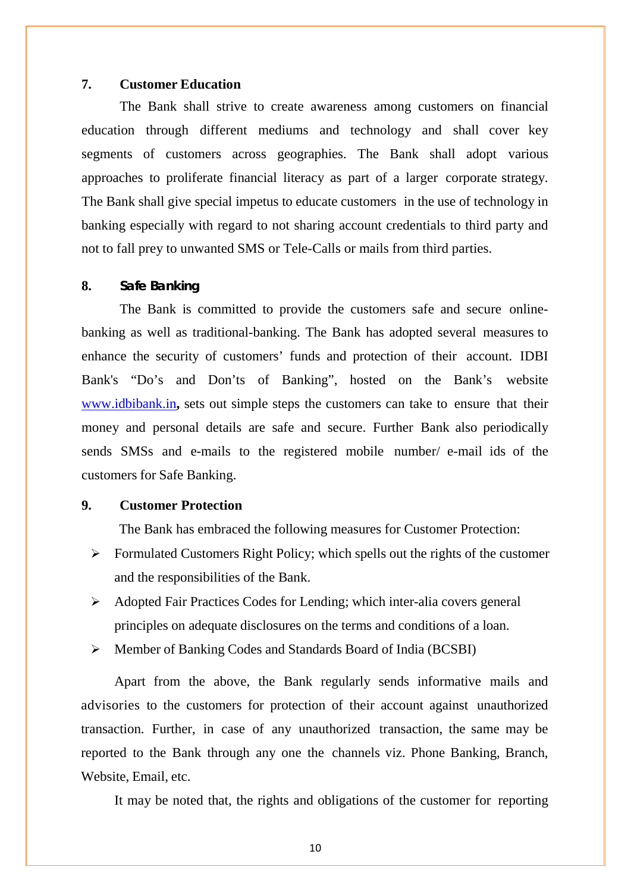## 7. Customer Education

The Bank shall strive to create awareness among customers on financial education through different mediums and technology and shall cover key segments of customers across geographies. The Bank shall adopt various approaches to proliferate financial literacy as part of a larger corporate strategy. The Bank shall give special impetus to educate customers in the use of technology in banking especially with regard to not sharing account credentials to third party and not to fall prey to unwanted SMS or Tele-Calls or mails from third parties.

## 8. Safe Banking

The Bank is committed to provide the customers safe and secure online-banking as well as traditional-banking. The Bank has adopted several measures to enhance the security of customers' funds and protection of their account. IDBI Bank's "Do's and Don'ts of Banking", hosted on the Bank's website www.idbibank.in**,** sets out simple steps the customers can take to ensure that their money and personal details are safe and secure. Further Bank also periodically sends SMSs and e-mails to the registered mobile number/ e-mail ids of the customers for Safe Banking.

## 9. Customer Protection

The Bank has embraced the following measures for Customer Protection:

- Formulated Customers Right Policy; which spells out the rights of the customer and the responsibilities of the Bank.
- Adopted Fair Practices Codes for Lending; which inter-alia covers general principles on adequate disclosures on the terms and conditions of a loan.
- Member of Banking Codes and Standards Board of India (BCSBI)

Apart from the above, the Bank regularly sends informative mails and advisories to the customers for protection of their account against unauthorized transaction. Further, in case of any unauthorized transaction, the same may be reported to the Bank through any one the channels viz. Phone Banking, Branch, Website, Email, etc.

It may be noted that, the rights and obligations of the customer for reporting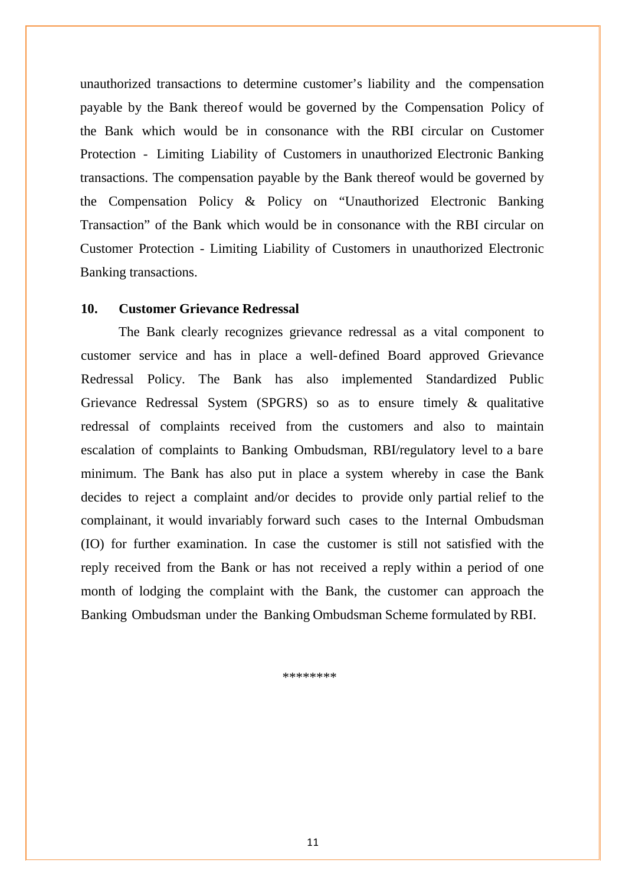unauthorized transactions to determine customer's liability and the compensation payable by the Bank thereof would be governed by the Compensation Policy of the Bank which would be in consonance with the RBI circular on Customer Protection - Limiting Liability of Customers in unauthorized Electronic Banking transactions. The compensation payable by the Bank thereof would be governed by the Compensation Policy & Policy on "Unauthorized Electronic Banking Transaction" of the Bank which would be in consonance with the RBI circular on Customer Protection - Limiting Liability of Customers in unauthorized Electronic Banking transactions.

**10. Customer Grievance Redressal**

The Bank clearly recognizes grievance redressal as a vital component to customer service and has in place a well-defined Board approved Grievance Redressal Policy. The Bank has also implemented Standardized Public Grievance Redressal System (SPGRS) so as to ensure timely & qualitative redressal of complaints received from the customers and also to maintain escalation of complaints to Banking Ombudsman, RBI/regulatory level to a bare minimum. The Bank has also put in place a system whereby in case the Bank decides to reject a complaint and/or decides to provide only partial relief to the complainant, it would invariably forward such cases to the Internal Ombudsman (IO) for further examination. In case the customer is still not satisfied with the reply received from the Bank or has not received a reply within a period of one month of lodging the complaint with the Bank, the customer can approach the Banking Ombudsman under the Banking Ombudsman Scheme formulated by RBI.

********